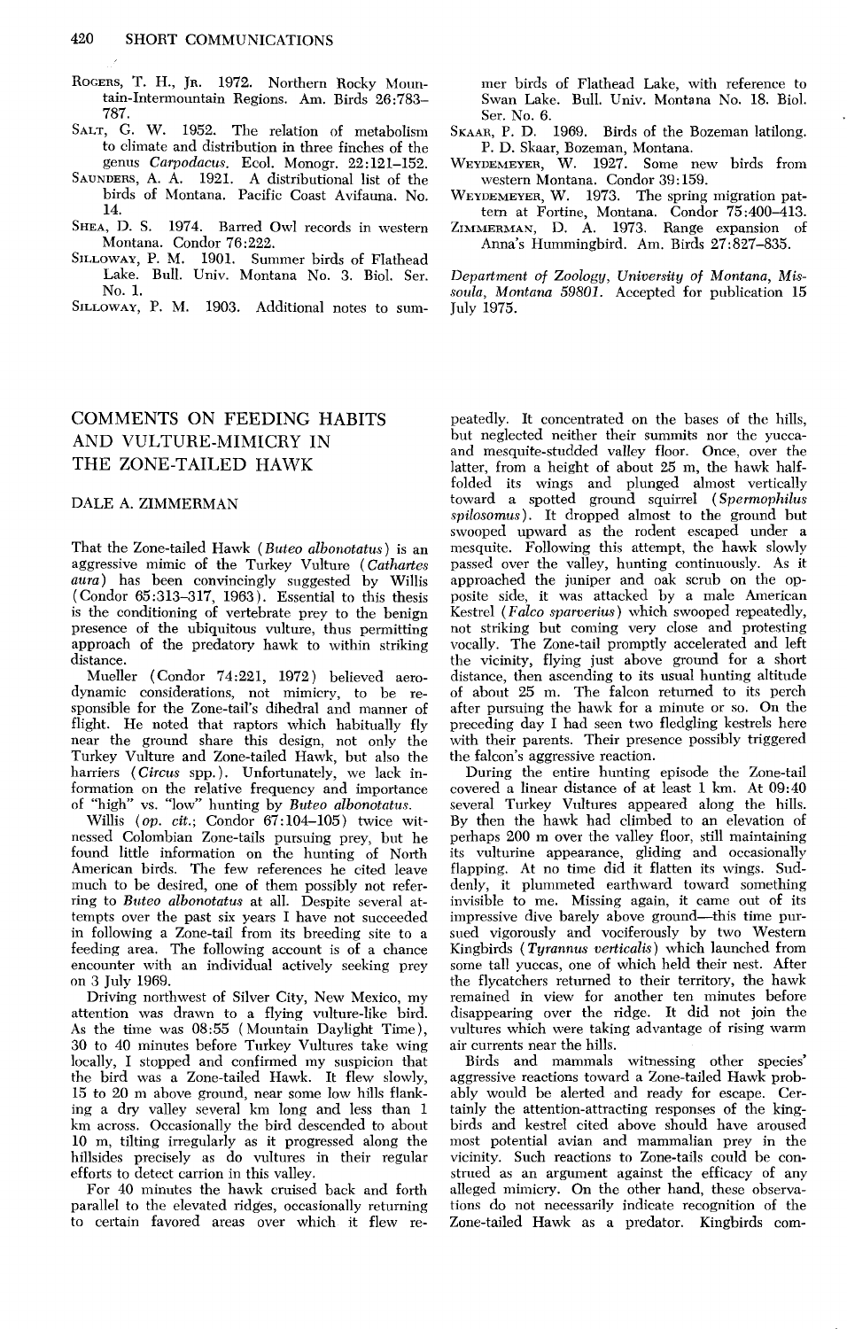ROGERS, T. H., JR. 1972. Northern Rocky Mountain-Intermountain Regions. Am. Birds 26:783–787.

SALT, G. W. 1952. The relation of metabolism to climate and distribution in three finches of the genus *Carpodacus*. Ecol. Monogr. 22:121–152.

SAUNDERS, A. A. 1921. A distributional list of the birds of Montana. Pacific Coast Avifauna. No. 14.

SHEA, D. S. 1974. Barred Owl records in western Montana. Condor 76:222.

SILLOWAY, P. M. 1901. Summer birds of Flathead Lake. Bull. Univ. Montana No. 3. Biol. Ser. No. 1.

SILLOWAY, P. M. 1903. Additional notes to summer birds of Flathead Lake, with reference to Swan Lake. Bull. Univ. Montana No. 18. Biol. Ser. No. 6.

SKAAR, P. D. 1969. Birds of the Bozeman latilong. P. D. Skaar, Bozeman, Montana.

WEYDEMEYER, W. 1927. Some new birds from western Montana. Condor 39:159.

WEYDEMEYER, W. 1973. The spring migration pattern at Fortine, Montana. Condor 75:400–413.

ZIMMERMAN, D. A. 1973. Range expansion of Anna's Hummingbird. Am. Birds 27:827–835.

*Department of Zoology, University of Montana, Missoula, Montana 59801.* Accepted for publication 15 July 1975.

# COMMENTS ON FEEDING HABITS AND VULTURE-MIMICRY IN THE ZONE-TAILED HAWK

DALE A. ZIMMERMAN

That the Zone-tailed Hawk (*Buteo albonotatus*) is an aggressive mimic of the Turkey Vulture (*Cathartes aura*) has been convincingly suggested by Willis (Condor 65:313–317, 1963). Essential to this thesis is the conditioning of vertebrate prey to the benign presence of the ubiquitous vulture, thus permitting approach of the predatory hawk to within striking distance.

Mueller (Condor 74:221, 1972) believed aerodynamic considerations, not mimicry, to be responsible for the Zone-tail's dihedral and manner of flight. He noted that raptors which habitually fly near the ground share this design, not only the Turkey Vulture and Zone-tailed Hawk, but also the harriers (*Circus* spp.). Unfortunately, we lack information on the relative frequency and importance of "high" vs. "low" hunting by *Buteo albonotatus*.

Willis (*op. cit.*; Condor 67:104–105) twice witnessed Colombian Zone-tails pursuing prey, but he found little information on the hunting of North American birds. The few references he cited leave much to be desired, one of them possibly not referring to *Buteo albonotatus* at all. Despite several attempts over the past six years I have not succeeded in following a Zone-tail from its breeding site to a feeding area. The following account is of a chance encounter with an individual actively seeking prey on 3 July 1969.

Driving northwest of Silver City, New Mexico, my attention was drawn to a flying vulture-like bird. As the time was 08:55 (Mountain Daylight Time), 30 to 40 minutes before Turkey Vultures take wing locally, I stopped and confirmed my suspicion that the bird was a Zone-tailed Hawk. It flew slowly, 15 to 20 m above ground, near some low hills flanking a dry valley several km long and less than 1 km across. Occasionally the bird descended to about 10 m, tilting irregularly as it progressed along the hillsides precisely as do vultures in their regular efforts to detect carrion in this valley.

For 40 minutes the hawk cruised back and forth parallel to the elevated ridges, occasionally returning to certain favored areas over which it flew repeatedly. It concentrated on the bases of the hills, but neglected neither their summits nor the yucca- and mesquite-studded valley floor. Once, over the latter, from a height of about 25 m, the hawk half-folded its wings and plunged almost vertically toward a spotted ground squirrel (*Spermophilus spilosomus*). It dropped almost to the ground but swooped upward as the rodent escaped under a mesquite. Following this attempt, the hawk slowly passed over the valley, hunting continuously. As it approached the juniper and oak scrub on the opposite side, it was attacked by a male American Kestrel (*Falco sparverius*) which swooped repeatedly, not striking but coming very close and protesting vocally. The Zone-tail promptly accelerated and left the vicinity, flying just above ground for a short distance, then ascending to its usual hunting altitude of about 25 m. The falcon returned to its perch after pursuing the hawk for a minute or so. On the preceding day I had seen two fledgling kestrels here with their parents. Their presence possibly triggered the falcon's aggressive reaction.

During the entire hunting episode the Zone-tail covered a linear distance of at least 1 km. At 09:40 several Turkey Vultures appeared along the hills. By then the hawk had climbed to an elevation of perhaps 200 m over the valley floor, still maintaining its vulturine appearance, gliding and occasionally flapping. At no time did it flatten its wings. Suddenly, it plummeted earthward toward something invisible to me. Missing again, it came out of its impressive dive barely above ground—this time pursued vigorously and vociferously by two Western Kingbirds (*Tyrannus verticalis*) which launched from some tall yuccas, one of which held their nest. After the flycatchers returned to their territory, the hawk remained in view for another ten minutes before disappearing over the ridge. It did not join the vultures which were taking advantage of rising warm air currents near the hills.

Birds and mammals witnessing other species' aggressive reactions toward a Zone-tailed Hawk probably would be alerted and ready for escape. Certainly the attention-attracting responses of the kingbirds and kestrel cited above should have aroused most potential avian and mammalian prey in the vicinity. Such reactions to Zone-tails could be construed as an argument against the efficacy of any alleged mimicry. On the other hand, these observations do not necessarily indicate recognition of the Zone-tailed Hawk as a predator. Kingbirds com-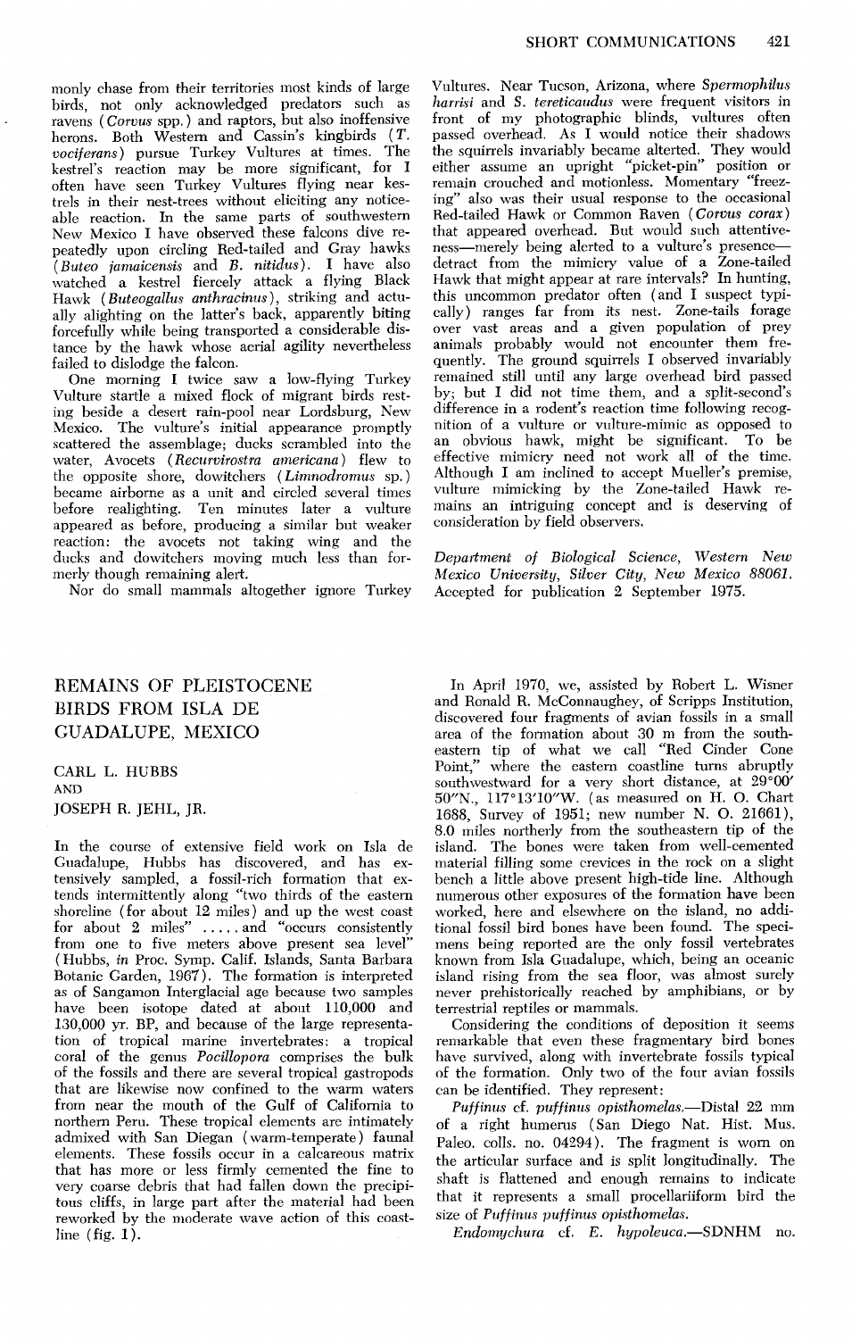monly chase from their territories most kinds of large birds, not only acknowledged predators such as ravens (*Corvus* spp.) and raptors, but also inoffensive herons. Both Western and Cassin's kingbirds (*T. vociferans*) pursue Turkey Vultures at times. The kestrel's reaction may be more significant, for I often have seen Turkey Vultures flying near kestrels in their nest-trees without eliciting any noticeable reaction. In the same parts of southwestern New Mexico I have observed these falcons dive repeatedly upon circling Red-tailed and Gray hawks (*Buteo jamaicensis* and *B. nitidus*). I have also watched a kestrel fiercely attack a flying Black Hawk (*Buteogallus anthracinus*), striking and actually alighting on the latter's back, apparently biting forcefully while being transported a considerable distance by the hawk whose aerial agility nevertheless failed to dislodge the falcon.

One morning I twice saw a low-flying Turkey Vulture startle a mixed flock of migrant birds resting beside a desert rain-pool near Lordsburg, New Mexico. The vulture's initial appearance promptly scattered the assemblage; ducks scrambled into the water, Avocets (*Recurvirostra americana*) flew to the opposite shore, dowitchers (*Limnodromus* sp.) became airborne as a unit and circled several times before realighting. Ten minutes later a vulture appeared as before, producing a similar but weaker reaction: the avocets not taking wing and the ducks and dowitchers moving much less than formerly though remaining alert.

Nor do small mammals altogether ignore Turkey Vultures. Near Tucson, Arizona, where *Spermophilus harrisi* and *S. tereticaudus* were frequent visitors in front of my photographic blinds, vultures often passed overhead. As I would notice their shadows the squirrels invariably became alterted. They would either assume an upright "picket-pin" position or remain crouched and motionless. Momentary "freezing" also was their usual response to the occasional Red-tailed Hawk or Common Raven (*Corvus corax*) that appeared overhead. But would such attentiveness—merely being alerted to a vulture's presence—detract from the mimicry value of a Zone-tailed Hawk that might appear at rare intervals? In hunting, this uncommon predator often (and I suspect typically) ranges far from its nest. Zone-tails forage over vast areas and a given population of prey animals probably would not encounter them frequently. The ground squirrels I observed invariably remained still until any large overhead bird passed by; but I did not time them, and a split-second's difference in a rodent's reaction time following recognition of a vulture or vulture-mimic as opposed to an obvious hawk, might be significant. To be effective mimicry need not work all of the time. Although I am inclined to accept Mueller's premise, vulture mimicking by the Zone-tailed Hawk remains an intriguing concept and is deserving of consideration by field observers.

*Department of Biological Science, Western New Mexico University, Silver City, New Mexico 88061. Accepted for publication 2 September 1975.*

## REMAINS OF PLEISTOCENE BIRDS FROM ISLA DE GUADALUPE, MEXICO

CARL L. HUBBS
AND
JOSEPH R. JEHL, JR.

In the course of extensive field work on Isla de Guadalupe, Hubbs has discovered, and has extensively sampled, a fossil-rich formation that extends intermittently along "two thirds of the eastern shoreline (for about 12 miles) and up the west coast for about 2 miles" ..... and "occurs consistently from one to five meters above present sea level" (Hubbs, *in* Proc. Symp. Calif. Islands, Santa Barbara Botanic Garden, 1967). The formation is interpreted as of Sangamon Interglacial age because two samples have been isotope dated at about 110,000 and 130,000 yr. BP, and because of the large representation of tropical marine invertebrates: a tropical coral of the genus *Pocillopora* comprises the bulk of the fossils and there are several tropical gastropods that are likewise now confined to the warm waters from near the mouth of the Gulf of California to northern Peru. These tropical elements are intimately admixed with San Diegan (warm-temperate) faunal elements. These fossils occur in a calcareous matrix that has more or less firmly cemented the fine to very coarse debris that had fallen down the precipitous cliffs, in large part after the material had been reworked by the moderate wave action of this coastline (fig. 1).

In April 1970, we, assisted by Robert L. Wisner and Ronald R. McConnaughey, of Scripps Institution, discovered four fragments of avian fossils in a small area of the formation about 30 m from the southeastern tip of what we call "Red Cinder Cone Point," where the eastern coastline turns abruptly southwestward for a very short distance, at 29°00′ 50″N., 117°13′10″W. (as measured on H. O. Chart 1688, Survey of 1951; new number N. O. 21661), 8.0 miles northerly from the southeastern tip of the island. The bones were taken from well-cemented material filling some crevices in the rock on a slight bench a little above present high-tide line. Although numerous other exposures of the formation have been worked, here and elsewhere on the island, no additional fossil bird bones have been found. The specimens being reported are the only fossil vertebrates known from Isla Guadalupe, which, being an oceanic island rising from the sea floor, was almost surely never prehistorically reached by amphibians, or by terrestrial reptiles or mammals.

Considering the conditions of deposition it seems remarkable that even these fragmentary bird bones have survived, along with invertebrate fossils typical of the formation. Only two of the four avian fossils can be identified. They represent:

*Puffinus* cf. *puffinus opisthomelas*.—Distal 22 mm of a right humerus (San Diego Nat. Hist. Mus. Paleo. colls. no. 04294). The fragment is worn on the articular surface and is split longitudinally. The shaft is flattened and enough remains to indicate that it represents a small procellariiform bird the size of *Puffinus puffinus opisthomelas*.

*Endomychura* cf. *E. hypoleuca*.—SDNHM no.